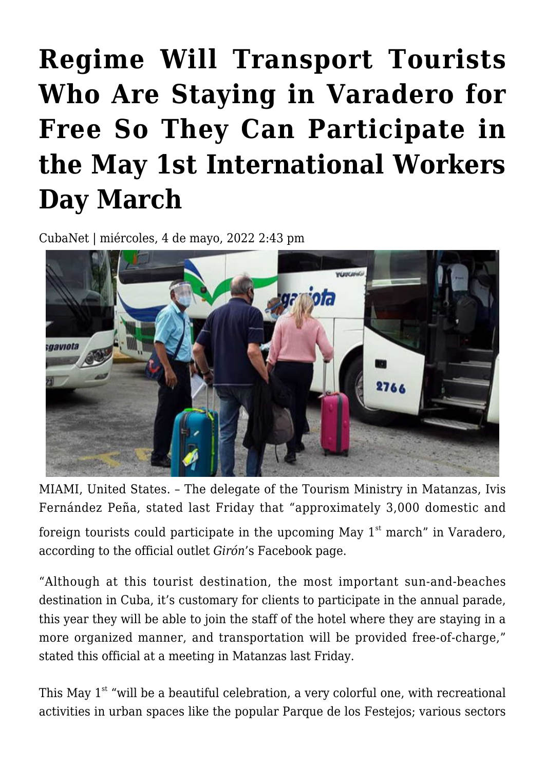# Regime Will Transport Tourists Who Are Staying in Varadero for Free So They Can Participate in the May 1st International Workers Day March

CubaNet | miércoles, 4 de mayo, 2022 2:43 pm

MIAMI, United States. – The delegate of the Tourism Ministry in Matanzas, Ivis Fernández Peña, stated last Friday that "approximately 3,000 domestic and foreign tourists could participate in the upcoming May 1st march" in Varadero, according to the official outlet *Girón*'s Facebook page.

"Although at this tourist destination, the most important sun-and-beaches destination in Cuba, it's customary for clients to participate in the annual parade, this year they will be able to join the staff of the hotel where they are staying in a more organized manner, and transportation will be provided free-of-charge," stated this official at a meeting in Matanzas last Friday.

This May 1st "will be a beautiful celebration, a very colorful one, with recreational activities in urban spaces like the popular Parque de los Festejos; various sectors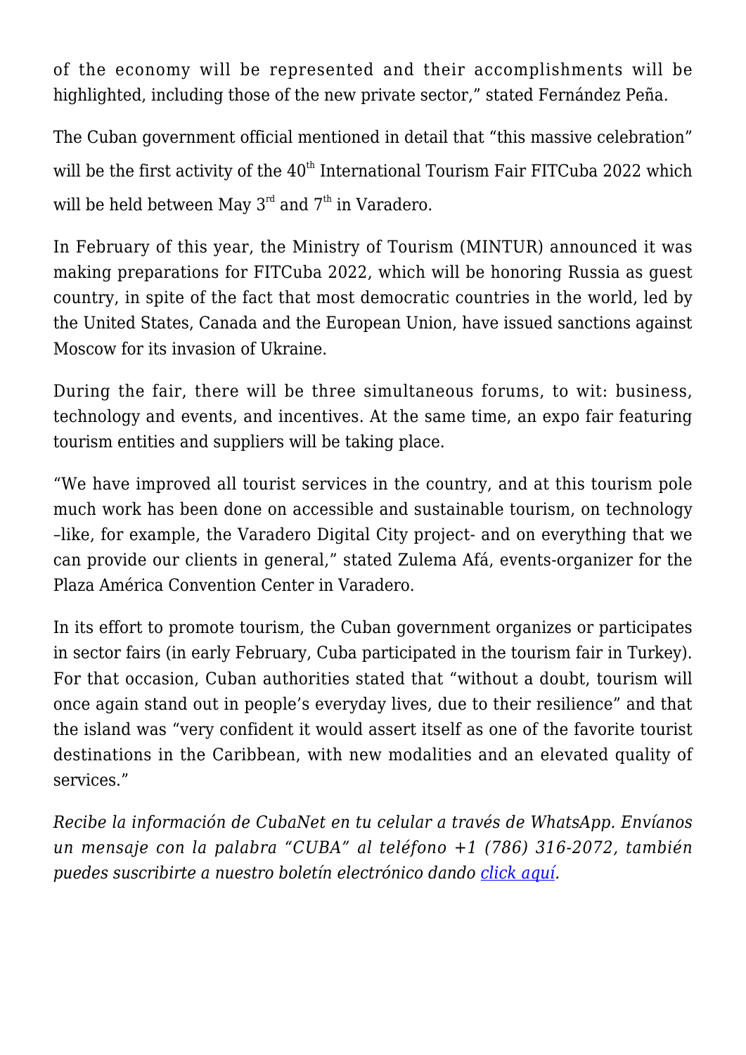of the economy will be represented and their accomplishments will be highlighted, including those of the new private sector," stated Fernández Peña.

The Cuban government official mentioned in detail that "this massive celebration" will be the first activity of the 40th International Tourism Fair FITCuba 2022 which will be held between May 3rd and 7th in Varadero.

In February of this year, the Ministry of Tourism (MINTUR) announced it was making preparations for FITCuba 2022, which will be honoring Russia as guest country, in spite of the fact that most democratic countries in the world, led by the United States, Canada and the European Union, have issued sanctions against Moscow for its invasion of Ukraine.

During the fair, there will be three simultaneous forums, to wit: business, technology and events, and incentives. At the same time, an expo fair featuring tourism entities and suppliers will be taking place.

"We have improved all tourist services in the country, and at this tourism pole much work has been done on accessible and sustainable tourism, on technology –like, for example, the Varadero Digital City project- and on everything that we can provide our clients in general," stated Zulema Afá, events-organizer for the Plaza América Convention Center in Varadero.

In its effort to promote tourism, the Cuban government organizes or participates in sector fairs (in early February, Cuba participated in the tourism fair in Turkey). For that occasion, Cuban authorities stated that "without a doubt, tourism will once again stand out in people's everyday lives, due to their resilience" and that the island was "very confident it would assert itself as one of the favorite tourist destinations in the Caribbean, with new modalities and an elevated quality of services."

*Recibe la información de CubaNet en tu celular a través de WhatsApp. Envíanos un mensaje con la palabra "CUBA" al teléfono +1 (786) 316-2072, también puedes suscribirte a nuestro boletín electrónico dando [click aquí](#).*